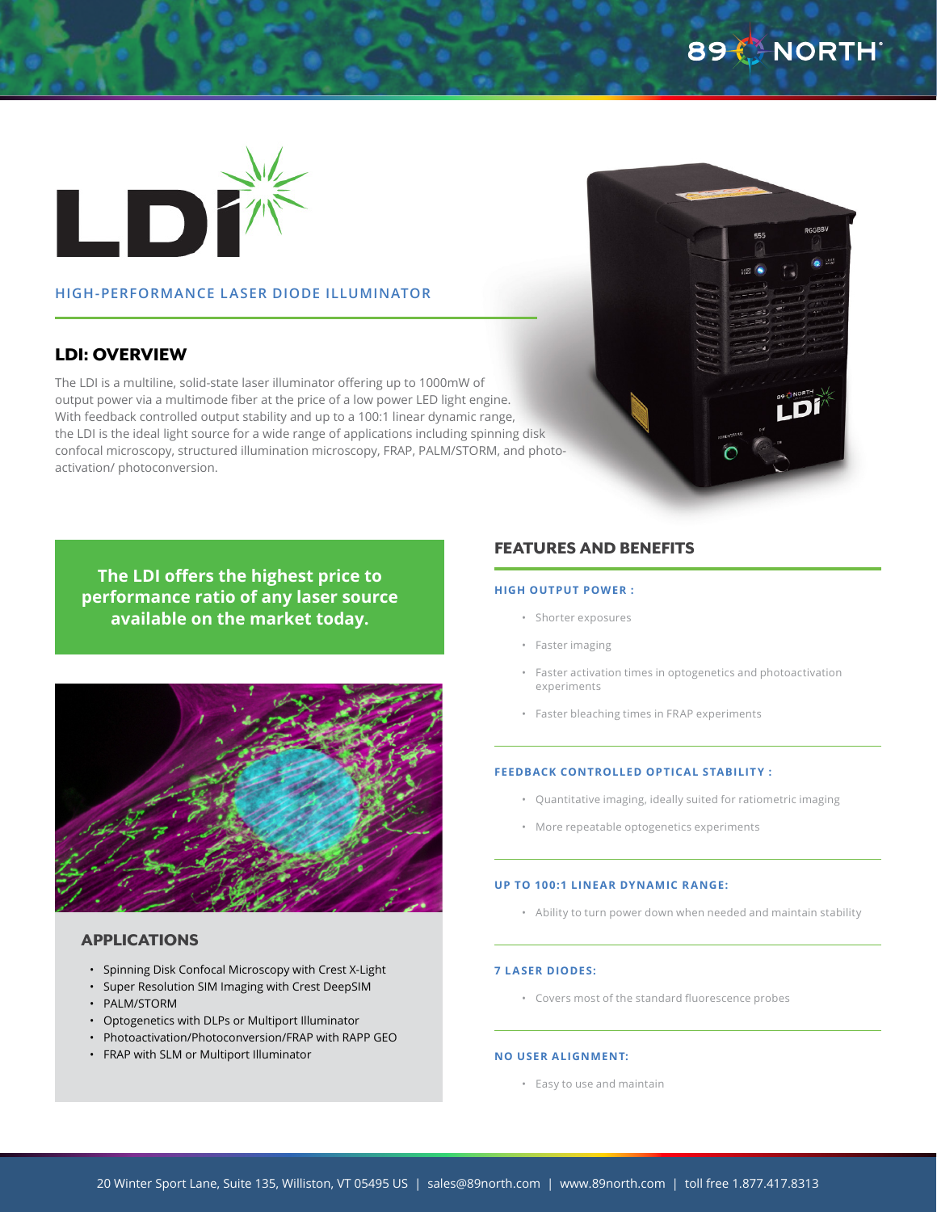# LDI

HIGH-PERFORMANCE LASER DIODE ILLUMINATOR

## LDI: OVERVIEW

The LDI is a multiline, solid-state laser illuminator offering up to 1000mW of output power via a multimode fiber at the price of a low power LED light engine. With feedback controlled output stability and up to a 100:1 linear dynamic range, the LDI is the ideal light source for a wide range of applications including spinning disk confocal microscopy, structured illumination microscopy, FRAP, PALM/STORM, and photo-activation/ photoconversion.

**The LDI offers the highest price to performance ratio of any laser source available on the market today.**

## APPLICATIONS

- Spinning Disk Confocal Microscopy with Crest X-Light
- Super Resolution SIM Imaging with Crest DeepSIM
- PALM/STORM
- Optogenetics with DLPs or Multiport Illuminator
- Photoactivation/Photoconversion/FRAP with RAPP GEO
- FRAP with SLM or Multiport Illuminator

## FEATURES AND BENEFITS

### HIGH OUTPUT POWER :

- Shorter exposures
- Faster imaging
- Faster activation times in optogenetics and photoactivation experiments
- Faster bleaching times in FRAP experiments

### FEEDBACK CONTROLLED OPTICAL STABILITY :

- Quantitative imaging, ideally suited for ratiometric imaging
- More repeatable optogenetics experiments

### UP TO 100:1 LINEAR DYNAMIC RANGE:

- Ability to turn power down when needed and maintain stability

### 7 LASER DIODES:

- Covers most of the standard fluorescence probes

### NO USER ALIGNMENT:

- Easy to use and maintain

20 Winter Sport Lane, Suite 135, Williston, VT 05495 US | sales@89north.com | www.89north.com | toll free 1.877.417.8313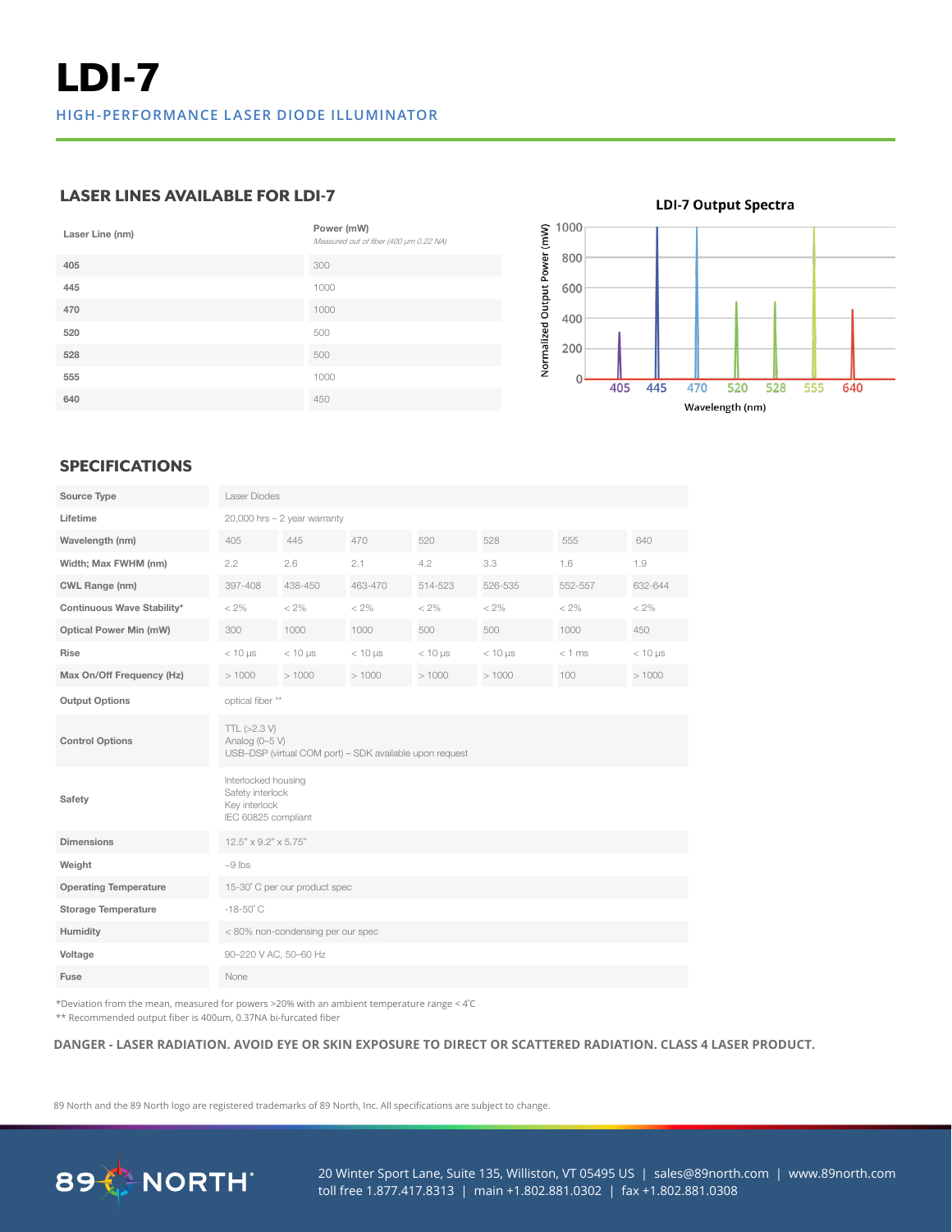# LDI-7

**HIGH-PERFORMANCE LASER DIODE ILLUMINATOR**

## LASER LINES AVAILABLE FOR LDI-7

| Laser Line (nm) | Power (mW) *Measured out of fiber (400 µm 0.22 NA)* |
|---|---|
| 405 | 300 |
| 445 | 1000 |
| 470 | 1000 |
| 520 | 500 |
| 528 | 500 |
| 555 | 1000 |
| 640 | 450 |

**LDI-7 Output Spectra**

Normalized Output Power (mW)

1000
800
600
400
200
0

405 445 470 520 528 555 640

Wavelength (nm)

## SPECIFICATIONS

| | | | | | | | |
|---|---|---|---|---|---|---|---|
| **Source Type** | Laser Diodes | | | | | | |
| **Lifetime** | 20,000 hrs – 2 year warranty | | | | | | |
| **Wavelength (nm)** | 405 | 445 | 470 | 520 | 528 | 555 | 640 |
| **Width; Max FWHM (nm)** | 2.2 | 2.6 | 2.1 | 4.2 | 3.3 | 1.6 | 1.9 |
| **CWL Range (nm)** | 397-408 | 438-450 | 463-470 | 514-523 | 526-535 | 552-557 | 632-644 |
| **Continuous Wave Stability*** | < 2% | < 2% | < 2% | < 2% | < 2% | < 2% | < 2% |
| **Optical Power Min (mW)** | 300 | 1000 | 1000 | 500 | 500 | 1000 | 450 |
| **Rise** | < 10 µs | < 10 µs | < 10 µs | < 10 µs | < 10 µs | < 1 ms | < 10 µs |
| **Max On/Off Frequency (Hz)** | > 1000 | > 1000 | > 1000 | > 1000 | > 1000 | 100 | > 1000 |
| **Output Options** | optical fiber ** | | | | | | |
| **Control Options** | TTL (>2.3 V)<br>Analog (0–5 V)<br>USB–DSP (virtual COM port) – SDK available upon request | | | | | | |
| **Safety** | Interlocked housing<br>Safety interlock<br>Key interlock<br>IEC 60825 compliant | | | | | | |
| **Dimensions** | 12.5" x 9.2" x 5.75" | | | | | | |
| **Weight** | ~9 lbs | | | | | | |
| **Operating Temperature** | 15-30˚ C per our product spec | | | | | | |
| **Storage Temperature** | -18-50˚ C | | | | | | |
| **Humidity** | < 80% non-condensing per our spec | | | | | | |
| **Voltage** | 90–220 V AC, 50–60 Hz | | | | | | |
| **Fuse** | None | | | | | | |

*Deviation from the mean, measured for powers >20% with an ambient temperature range < 4˚C

** Recommended output fiber is 400um, 0.37NA bi-furcated fiber

**DANGER - LASER RADIATION. AVOID EYE OR SKIN EXPOSURE TO DIRECT OR SCATTERED RADIATION. CLASS 4 LASER PRODUCT.**

89 North and the 89 North logo are registered trademarks of 89 North, Inc. All specifications are subject to change.

89 NORTH

20 Winter Sport Lane, Suite 135, Williston, VT 05495 US | sales@89north.com | www.89north.com
toll free 1.877.417.8313 | main +1.802.881.0302 | fax +1.802.881.0308